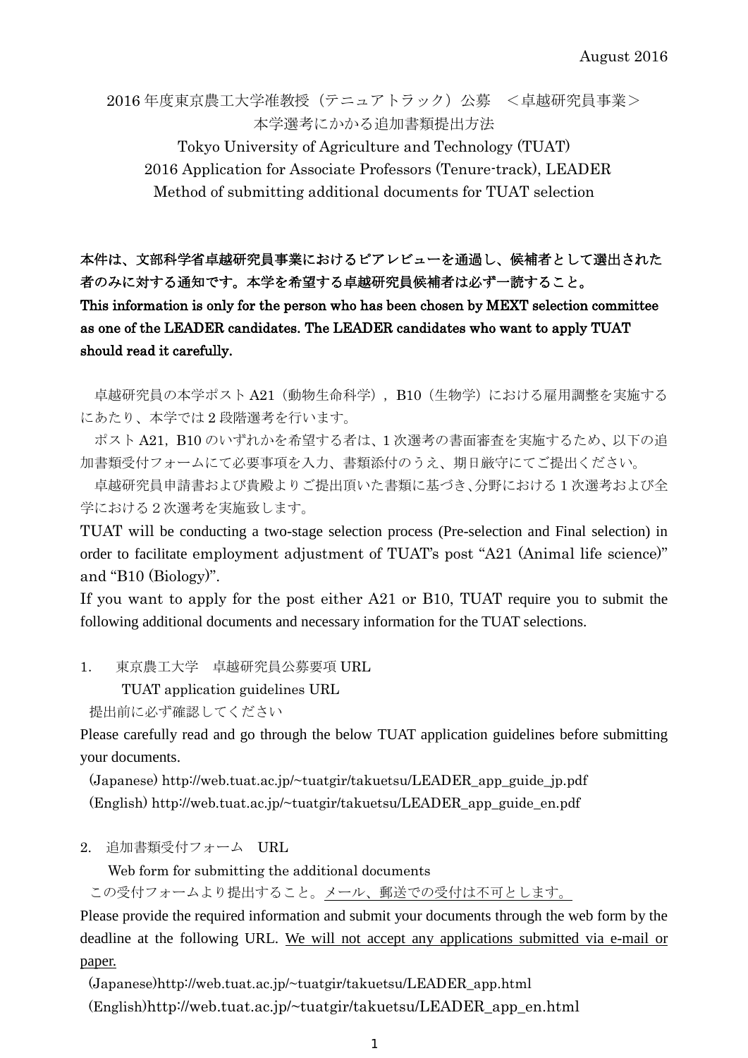August 2016

2016 年度東京農工大学准教授（テニュアトラック）公募　＜卓越研究員事業＞
本学選考にかかる追加書類提出方法
Tokyo University of Agriculture and Technology (TUAT)
2016 Application for Associate Professors (Tenure-track), LEADER
Method of submitting additional documents for TUAT selection

**本件は、文部科学省卓越研究員事業におけるピアレビューを通過し、候補者として選出された者のみに対する通知です。本学を希望する卓越研究員候補者は必ず一読すること。**
**This information is only for the person who has been chosen by MEXT selection committee as one of the LEADER candidates. The LEADER candidates who want to apply TUAT should read it carefully.**

卓越研究員の本学ポスト A21（動物生命科学），B10（生物学）における雇用調整を実施するにあたり、本学では 2 段階選考を行います。

ポスト A21，B10 のいずれかを希望する者は、1 次選考の書面審査を実施するため、以下の追加書類受付フォームにて必要事項を入力、書類添付のうえ、期日厳守にてご提出ください。

卓越研究員申請書および貴殿よりご提出頂いた書類に基づき、分野における 1 次選考および全学における 2 次選考を実施致します。

TUAT will be conducting a two-stage selection process (Pre-selection and Final selection) in order to facilitate employment adjustment of TUAT's post "A21 (Animal life science)" and "B10 (Biology)".

If you want to apply for the post either A21 or B10, TUAT require you to submit the following additional documents and necessary information for the TUAT selections.

1. 東京農工大学　卓越研究員公募要項 URL
   TUAT application guidelines URL

提出前に必ず確認してください

Please carefully read and go through the below TUAT application guidelines before submitting your documents.

(Japanese) http://web.tuat.ac.jp/~tuatgir/takuetsu/LEADER_app_guide_jp.pdf
(English) http://web.tuat.ac.jp/~tuatgir/takuetsu/LEADER_app_guide_en.pdf

2. 追加書類受付フォーム　URL
   Web form for submitting the additional documents

この受付フォームより提出すること。<u>メール、郵送での受付は不可とします。</u>

Please provide the required information and submit your documents through the web form by the deadline at the following URL. <u>We will not accept any applications submitted via e-mail or paper.</u>

(Japanese)http://web.tuat.ac.jp/~tuatgir/takuetsu/LEADER_app.html
(English)http://web.tuat.ac.jp/~tuatgir/takuetsu/LEADER_app_en.html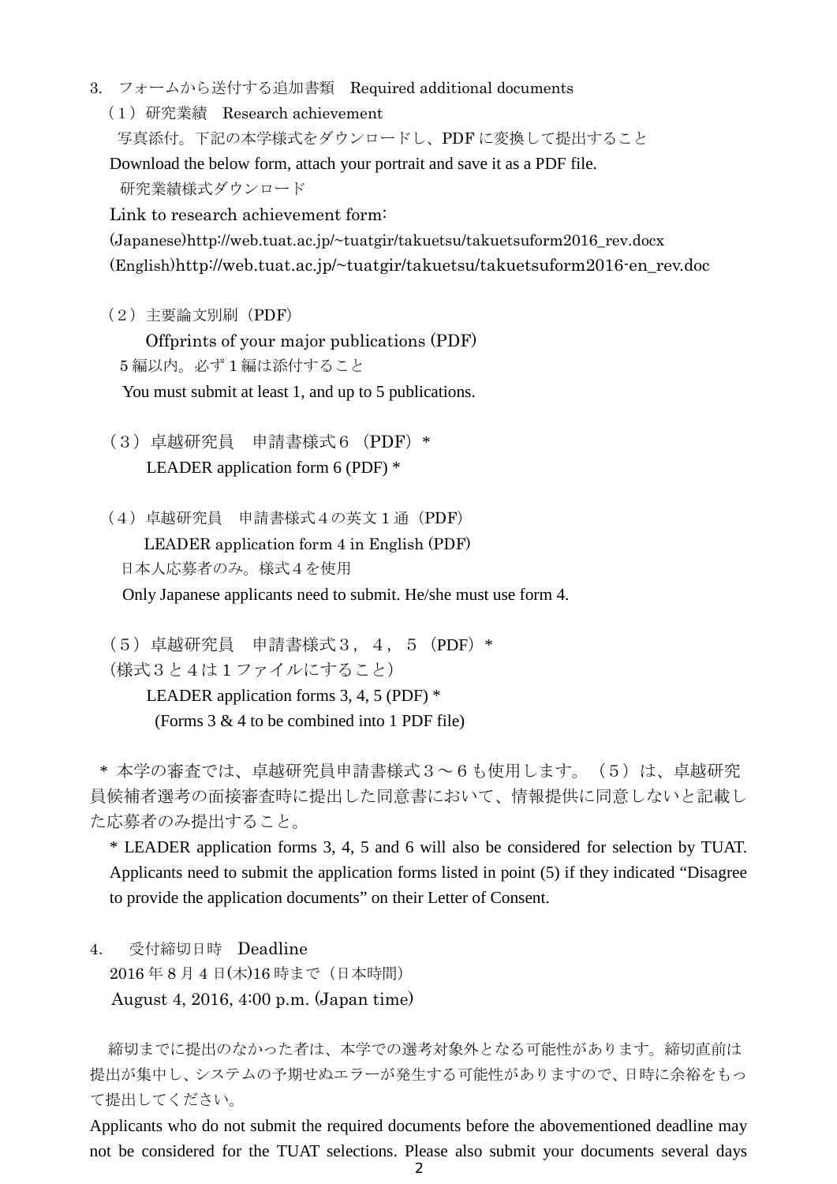3.　フォームから送付する追加書類　Required additional documents

（１）研究業績　Research achievement

写真添付。下記の本学様式をダウンロードし、PDF に変換して提出すること

Download the below form, attach your portrait and save it as a PDF file.

研究業績様式ダウンロード

Link to research achievement form:

(Japanese)http://web.tuat.ac.jp/~tuatgir/takuetsu/takuetsuform2016_rev.docx

(English)http://web.tuat.ac.jp/~tuatgir/takuetsu/takuetsuform2016-en_rev.doc

（２）主要論文別刷（PDF）

Offprints of your major publications (PDF)

5 編以内。必ず 1 編は添付すること

You must submit at least 1, and up to 5 publications.

（３）卓越研究員　申請書様式６（PDF）*

LEADER application form 6 (PDF) *

（４）卓越研究員　申請書様式４の英文１通（PDF）

LEADER application form 4 in English (PDF)

日本人応募者のみ。様式４を使用

Only Japanese applicants need to submit. He/she must use form 4.

（５）卓越研究員　申請書様式３，４，５（PDF）*

（様式３と４は１ファイルにすること）

LEADER application forms 3, 4, 5 (PDF) *

(Forms 3 & 4 to be combined into 1 PDF file)

* 本学の審査では、卓越研究員申請書様式３～６も使用します。（５）は、卓越研究員候補者選考の面接審査時に提出した同意書において、情報提供に同意しないと記載した応募者のみ提出すること。

* LEADER application forms 3, 4, 5 and 6 will also be considered for selection by TUAT. Applicants need to submit the application forms listed in point (5) if they indicated "Disagree to provide the application documents" on their Letter of Consent.

4.　受付締切日時　Deadline

2016 年 8 月 4 日(木)16 時まで（日本時間）

August 4, 2016, 4:00 p.m. (Japan time)

締切までに提出のなかった者は、本学での選考対象外となる可能性があります。締切直前は提出が集中し、システムの予期せぬエラーが発生する可能性がありますので、日時に余裕をもって提出してください。

Applicants who do not submit the required documents before the abovementioned deadline may not be considered for the TUAT selections. Please also submit your documents several days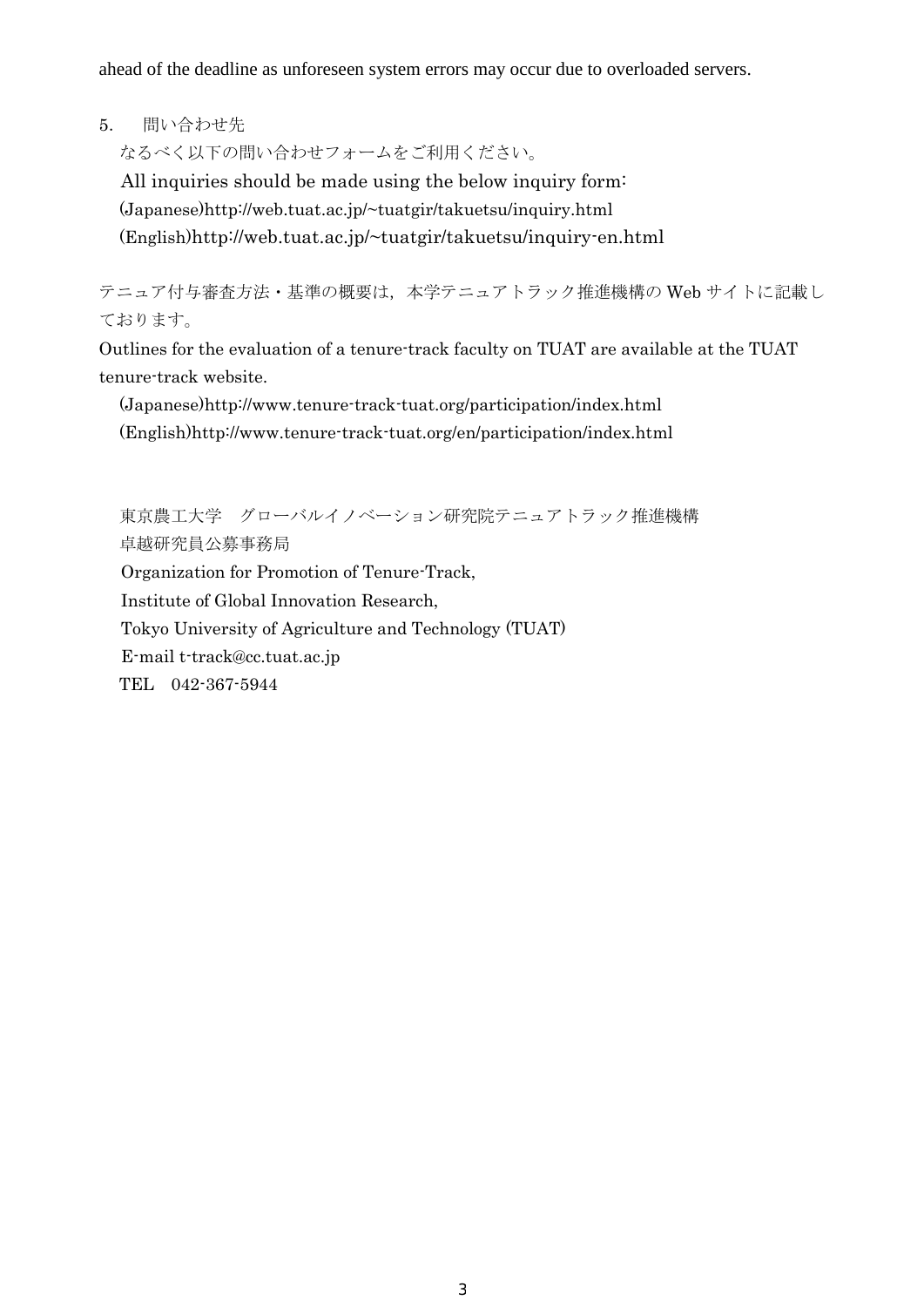ahead of the deadline as unforeseen system errors may occur due to overloaded servers.

5.　問い合わせ先

なるべく以下の問い合わせフォームをご利用ください。

All inquiries should be made using the below inquiry form:

(Japanese)http://web.tuat.ac.jp/~tuatgir/takuetsu/inquiry.html

(English)http://web.tuat.ac.jp/~tuatgir/takuetsu/inquiry-en.html

テニュア付与審査方法・基準の概要は，本学テニュアトラック推進機構の Web サイトに記載しております。

Outlines for the evaluation of a tenure-track faculty on TUAT are available at the TUAT tenure-track website.

(Japanese)http://www.tenure-track-tuat.org/participation/index.html

(English)http://www.tenure-track-tuat.org/en/participation/index.html

東京農工大学　グローバルイノベーション研究院テニュアトラック推進機構

卓越研究員公募事務局

Organization for Promotion of Tenure-Track,

Institute of Global Innovation Research,

Tokyo University of Agriculture and Technology (TUAT)

E-mail t-track@cc.tuat.ac.jp

TEL　042-367-5944